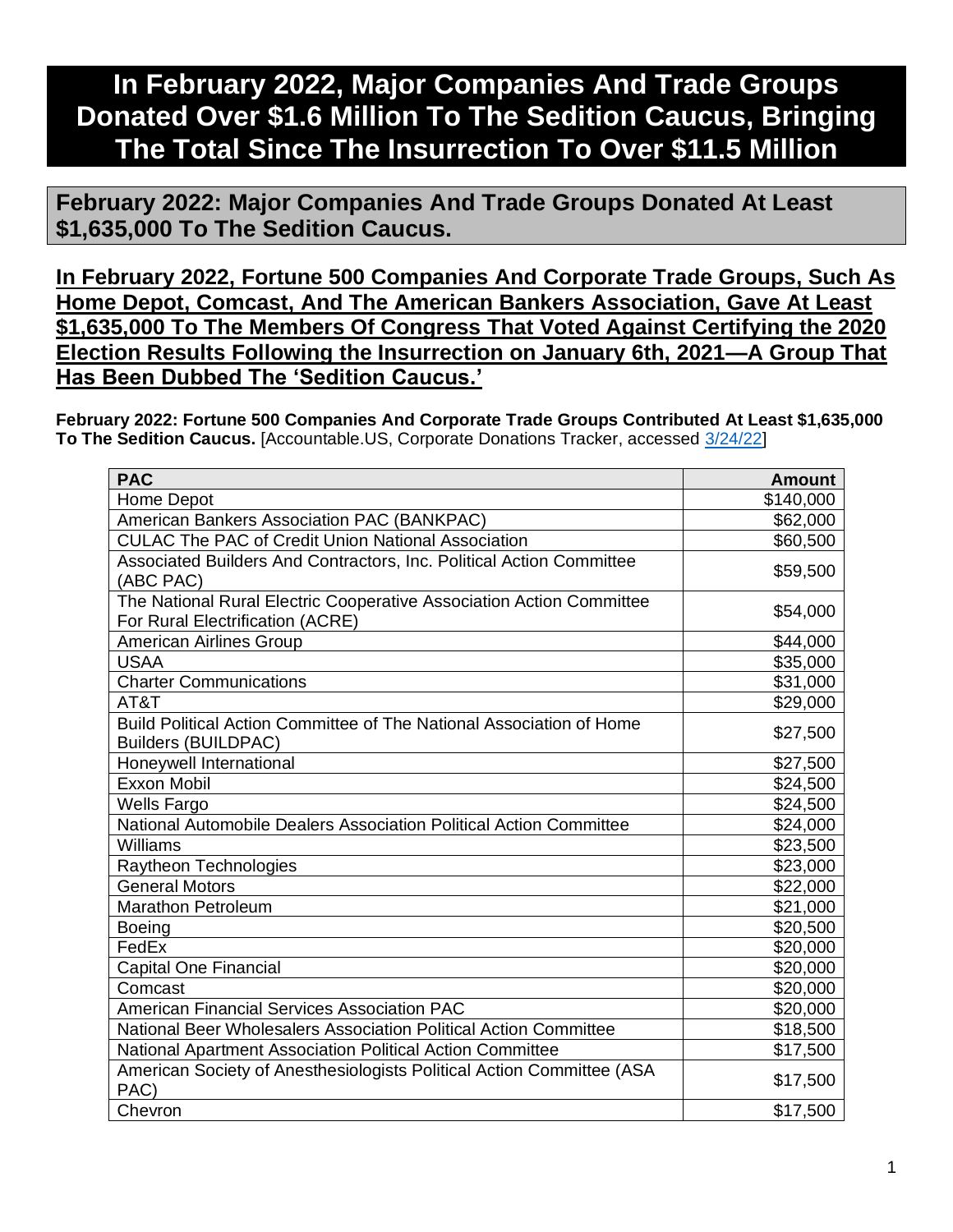# In February 2022, Major Companies And Trade Groups Donated Over $1.6 Million To The Sedition Caucus, Bringing The Total Since The Insurrection To Over $11.5 Million

## February 2022: Major Companies And Trade Groups Donated At Least $1,635,000 To The Sedition Caucus.

### **In February 2022, Fortune 500 Companies And Corporate Trade Groups, Such As Home Depot, Comcast, And The American Bankers Association, Gave At Least $1,635,000 To The Members Of Congress That Voted Against Certifying the 2020 Election Results Following the Insurrection on January 6th, 2021—A Group That Has Been Dubbed The 'Sedition Caucus.'**

**February 2022: Fortune 500 Companies And Corporate Trade Groups Contributed At Least $1,635,000 To The Sedition Caucus.** [Accountable.US, Corporate Donations Tracker, accessed 3/24/22]

| PAC | Amount |
|---|---:|
| Home Depot | $140,000 |
| American Bankers Association PAC (BANKPAC) | $62,000 |
| CULAC The PAC of Credit Union National Association | $60,500 |
| Associated Builders And Contractors, Inc. Political Action Committee (ABC PAC) | $59,500 |
| The National Rural Electric Cooperative Association Action Committee For Rural Electrification (ACRE) | $54,000 |
| American Airlines Group | $44,000 |
| USAA | $35,000 |
| Charter Communications | $31,000 |
| AT&T | $29,000 |
| Build Political Action Committee of The National Association of Home Builders (BUILDPAC) | $27,500 |
| Honeywell International | $27,500 |
| Exxon Mobil | $24,500 |
| Wells Fargo | $24,500 |
| National Automobile Dealers Association Political Action Committee | $24,000 |
| Williams | $23,500 |
| Raytheon Technologies | $23,000 |
| General Motors | $22,000 |
| Marathon Petroleum | $21,000 |
| Boeing | $20,500 |
| FedEx | $20,000 |
| Capital One Financial | $20,000 |
| Comcast | $20,000 |
| American Financial Services Association PAC | $20,000 |
| National Beer Wholesalers Association Political Action Committee | $18,500 |
| National Apartment Association Political Action Committee | $17,500 |
| American Society of Anesthesiologists Political Action Committee (ASA PAC) | $17,500 |
| Chevron | $17,500 |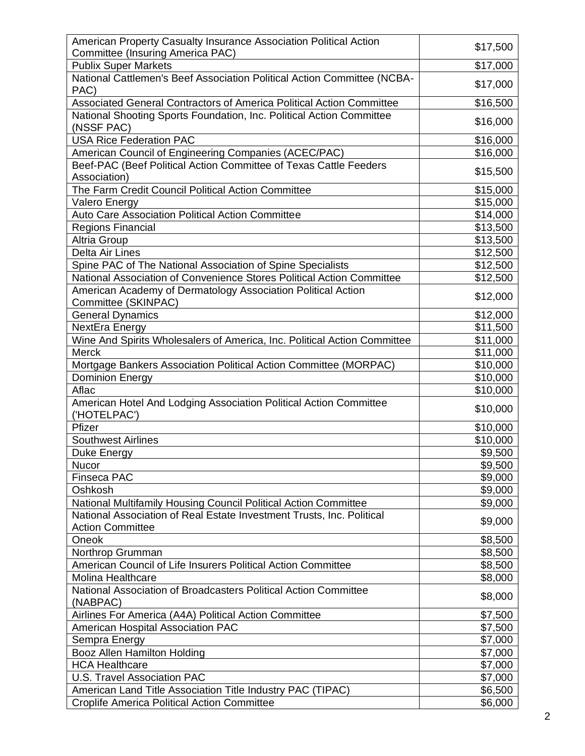| | |
|---|---|
| American Property Casualty Insurance Association Political Action Committee (Insuring America PAC) | $17,500 |
| Publix Super Markets | $17,000 |
| National Cattlemen's Beef Association Political Action Committee (NCBA-PAC) | $17,000 |
| Associated General Contractors of America Political Action Committee | $16,500 |
| National Shooting Sports Foundation, Inc. Political Action Committee (NSSF PAC) | $16,000 |
| USA Rice Federation PAC | $16,000 |
| American Council of Engineering Companies (ACEC/PAC) | $16,000 |
| Beef-PAC (Beef Political Action Committee of Texas Cattle Feeders Association) | $15,500 |
| The Farm Credit Council Political Action Committee | $15,000 |
| Valero Energy | $15,000 |
| Auto Care Association Political Action Committee | $14,000 |
| Regions Financial | $13,500 |
| Altria Group | $13,500 |
| Delta Air Lines | $12,500 |
| Spine PAC of The National Association of Spine Specialists | $12,500 |
| National Association of Convenience Stores Political Action Committee | $12,500 |
| American Academy of Dermatology Association Political Action Committee (SKINPAC) | $12,000 |
| General Dynamics | $12,000 |
| NextEra Energy | $11,500 |
| Wine And Spirits Wholesalers of America, Inc. Political Action Committee | $11,000 |
| Merck | $11,000 |
| Mortgage Bankers Association Political Action Committee (MORPAC) | $10,000 |
| Dominion Energy | $10,000 |
| Aflac | $10,000 |
| American Hotel And Lodging Association Political Action Committee ('HOTELPAC') | $10,000 |
| Pfizer | $10,000 |
| Southwest Airlines | $10,000 |
| Duke Energy | $9,500 |
| Nucor | $9,500 |
| Finseca PAC | $9,000 |
| Oshkosh | $9,000 |
| National Multifamily Housing Council Political Action Committee | $9,000 |
| National Association of Real Estate Investment Trusts, Inc. Political Action Committee | $9,000 |
| Oneok | $8,500 |
| Northrop Grumman | $8,500 |
| American Council of Life Insurers Political Action Committee | $8,500 |
| Molina Healthcare | $8,000 |
| National Association of Broadcasters Political Action Committee (NABPAC) | $8,000 |
| Airlines For America (A4A) Political Action Committee | $7,500 |
| American Hospital Association PAC | $7,500 |
| Sempra Energy | $7,000 |
| Booz Allen Hamilton Holding | $7,000 |
| HCA Healthcare | $7,000 |
| U.S. Travel Association PAC | $7,000 |
| American Land Title Association Title Industry PAC (TIPAC) | $6,500 |
| Croplife America Political Action Committee | $6,000 |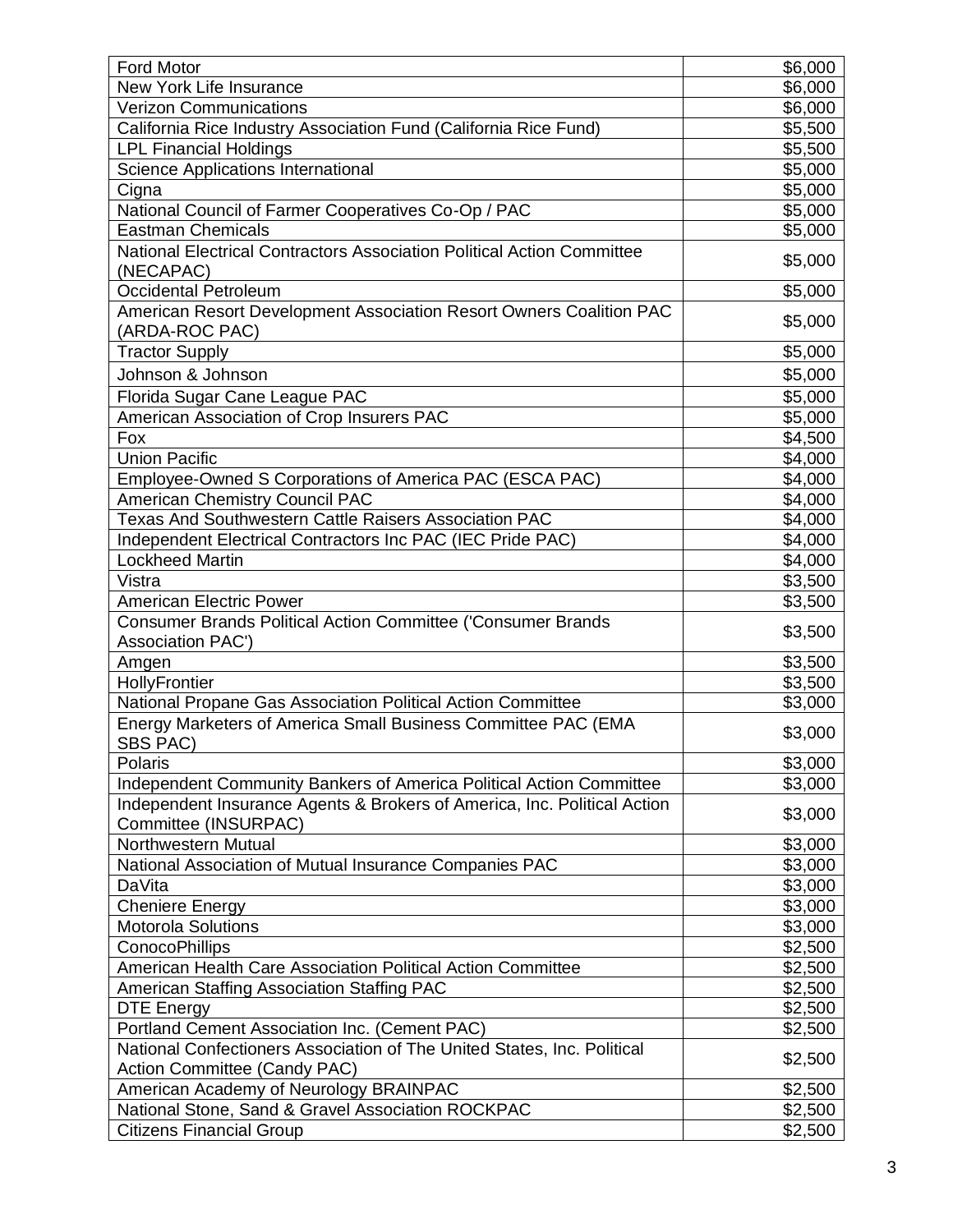| | |
|---|---|
| Ford Motor | $6,000 |
| New York Life Insurance | $6,000 |
| Verizon Communications | $6,000 |
| California Rice Industry Association Fund (California Rice Fund) | $5,500 |
| LPL Financial Holdings | $5,500 |
| Science Applications International | $5,000 |
| Cigna | $5,000 |
| National Council of Farmer Cooperatives Co-Op / PAC | $5,000 |
| Eastman Chemicals | $5,000 |
| National Electrical Contractors Association Political Action Committee (NECAPAC) | $5,000 |
| Occidental Petroleum | $5,000 |
| American Resort Development Association Resort Owners Coalition PAC (ARDA-ROC PAC) | $5,000 |
| Tractor Supply | $5,000 |
| Johnson & Johnson | $5,000 |
| Florida Sugar Cane League PAC | $5,000 |
| American Association of Crop Insurers PAC | $5,000 |
| Fox | $4,500 |
| Union Pacific | $4,000 |
| Employee-Owned S Corporations of America PAC (ESCA PAC) | $4,000 |
| American Chemistry Council PAC | $4,000 |
| Texas And Southwestern Cattle Raisers Association PAC | $4,000 |
| Independent Electrical Contractors Inc PAC (IEC Pride PAC) | $4,000 |
| Lockheed Martin | $4,000 |
| Vistra | $3,500 |
| American Electric Power | $3,500 |
| Consumer Brands Political Action Committee ('Consumer Brands Association PAC') | $3,500 |
| Amgen | $3,500 |
| HollyFrontier | $3,500 |
| National Propane Gas Association Political Action Committee | $3,000 |
| Energy Marketers of America Small Business Committee PAC (EMA SBS PAC) | $3,000 |
| Polaris | $3,000 |
| Independent Community Bankers of America Political Action Committee | $3,000 |
| Independent Insurance Agents & Brokers of America, Inc. Political Action Committee (INSURPAC) | $3,000 |
| Northwestern Mutual | $3,000 |
| National Association of Mutual Insurance Companies PAC | $3,000 |
| DaVita | $3,000 |
| Cheniere Energy | $3,000 |
| Motorola Solutions | $3,000 |
| ConocoPhillips | $2,500 |
| American Health Care Association Political Action Committee | $2,500 |
| American Staffing Association Staffing PAC | $2,500 |
| DTE Energy | $2,500 |
| Portland Cement Association Inc. (Cement PAC) | $2,500 |
| National Confectioners Association of The United States, Inc. Political Action Committee (Candy PAC) | $2,500 |
| American Academy of Neurology BRAINPAC | $2,500 |
| National Stone, Sand & Gravel Association ROCKPAC | $2,500 |
| Citizens Financial Group | $2,500 |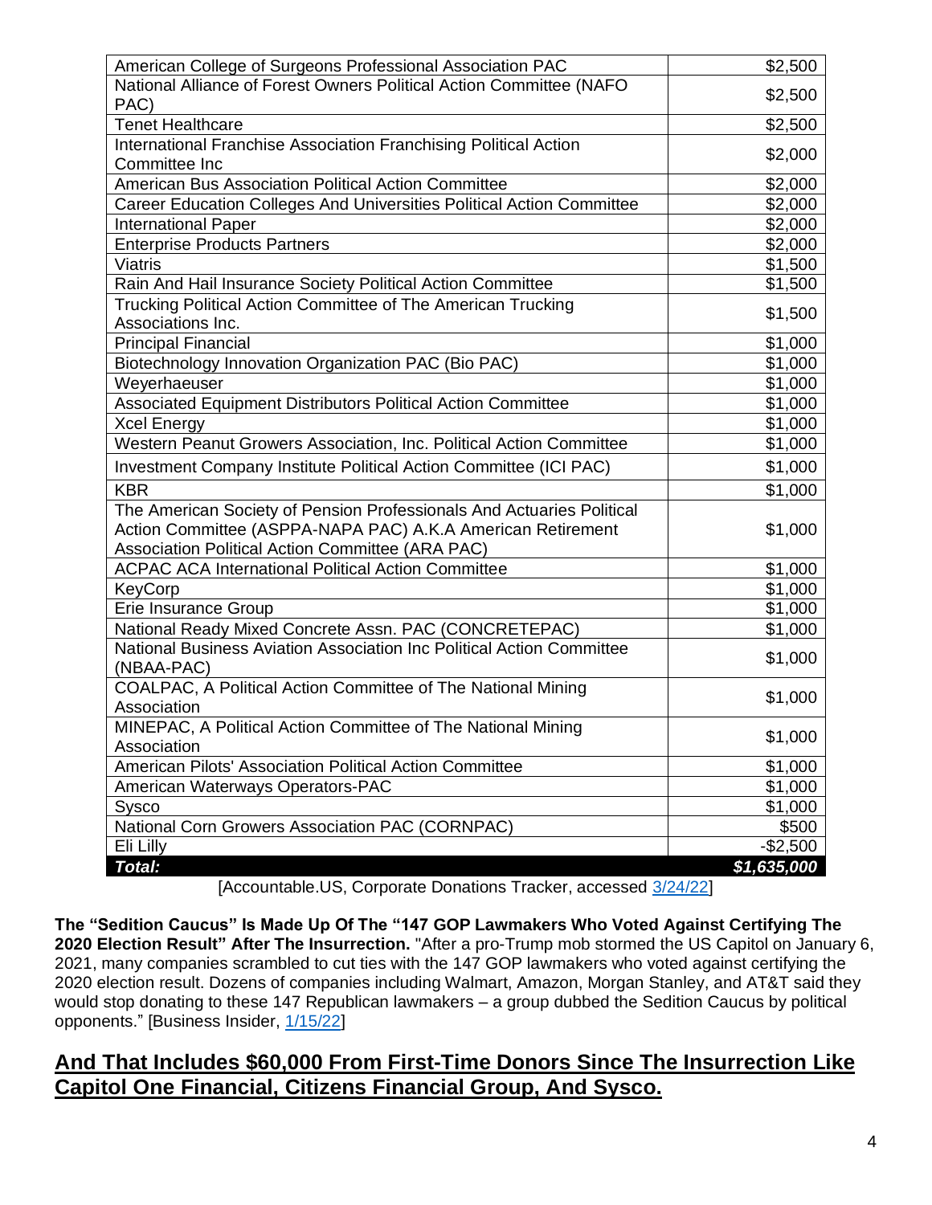| | |
|---|---|
| American College of Surgeons Professional Association PAC | $2,500 |
| National Alliance of Forest Owners Political Action Committee (NAFO PAC) | $2,500 |
| Tenet Healthcare | $2,500 |
| International Franchise Association Franchising Political Action Committee Inc | $2,000 |
| American Bus Association Political Action Committee | $2,000 |
| Career Education Colleges And Universities Political Action Committee | $2,000 |
| International Paper | $2,000 |
| Enterprise Products Partners | $2,000 |
| Viatris | $1,500 |
| Rain And Hail Insurance Society Political Action Committee | $1,500 |
| Trucking Political Action Committee of The American Trucking Associations Inc. | $1,500 |
| Principal Financial | $1,000 |
| Biotechnology Innovation Organization PAC (Bio PAC) | $1,000 |
| Weyerhaeuser | $1,000 |
| Associated Equipment Distributors Political Action Committee | $1,000 |
| Xcel Energy | $1,000 |
| Western Peanut Growers Association, Inc. Political Action Committee | $1,000 |
| Investment Company Institute Political Action Committee (ICI PAC) | $1,000 |
| KBR | $1,000 |
| The American Society of Pension Professionals And Actuaries Political Action Committee (ASPPA-NAPA PAC) A.K.A American Retirement Association Political Action Committee (ARA PAC) | $1,000 |
| ACPAC ACA International Political Action Committee | $1,000 |
| KeyCorp | $1,000 |
| Erie Insurance Group | $1,000 |
| National Ready Mixed Concrete Assn. PAC (CONCRETEPAC) | $1,000 |
| National Business Aviation Association Inc Political Action Committee (NBAA-PAC) | $1,000 |
| COALPAC, A Political Action Committee of The National Mining Association | $1,000 |
| MINEPAC, A Political Action Committee of The National Mining Association | $1,000 |
| American Pilots' Association Political Action Committee | $1,000 |
| American Waterways Operators-PAC | $1,000 |
| Sysco | $1,000 |
| National Corn Growers Association PAC (CORNPAC) | $500 |
| Eli Lilly | -$2,500 |
| ***Total:*** | ***$1,635,000*** |

[Accountable.US, Corporate Donations Tracker, accessed 3/24/22]

**The "Sedition Caucus" Is Made Up Of The "147 GOP Lawmakers Who Voted Against Certifying The 2020 Election Result" After The Insurrection.** "After a pro-Trump mob stormed the US Capitol on January 6, 2021, many companies scrambled to cut ties with the 147 GOP lawmakers who voted against certifying the 2020 election result. Dozens of companies including Walmart, Amazon, Morgan Stanley, and AT&T said they would stop donating to these 147 Republican lawmakers – a group dubbed the Sedition Caucus by political opponents." [Business Insider, 1/15/22]

## And That Includes $60,000 From First-Time Donors Since The Insurrection Like Capitol One Financial, Citizens Financial Group, And Sysco.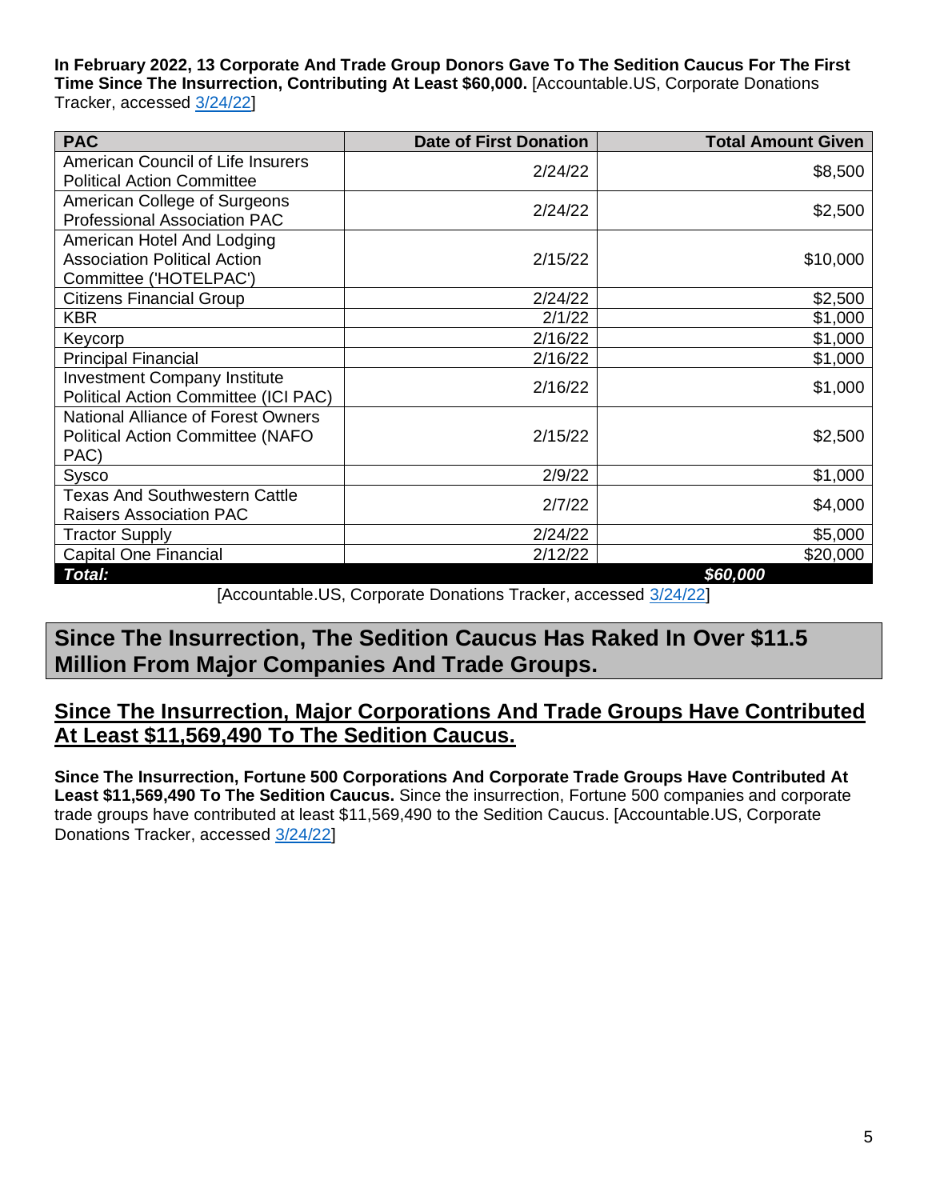**In February 2022, 13 Corporate And Trade Group Donors Gave To The Sedition Caucus For The First Time Since The Insurrection, Contributing At Least $60,000.** [Accountable.US, Corporate Donations Tracker, accessed 3/24/22]

| PAC | Date of First Donation | Total Amount Given |
|---|---|---|
| American Council of Life Insurers Political Action Committee | 2/24/22 | $8,500 |
| American College of Surgeons Professional Association PAC | 2/24/22 | $2,500 |
| American Hotel And Lodging Association Political Action Committee ('HOTELPAC') | 2/15/22 | $10,000 |
| Citizens Financial Group | 2/24/22 | $2,500 |
| KBR | 2/1/22 | $1,000 |
| Keycorp | 2/16/22 | $1,000 |
| Principal Financial | 2/16/22 | $1,000 |
| Investment Company Institute Political Action Committee (ICI PAC) | 2/16/22 | $1,000 |
| National Alliance of Forest Owners Political Action Committee (NAFO PAC) | 2/15/22 | $2,500 |
| Sysco | 2/9/22 | $1,000 |
| Texas And Southwestern Cattle Raisers Association PAC | 2/7/22 | $4,000 |
| Tractor Supply | 2/24/22 | $5,000 |
| Capital One Financial | 2/12/22 | $20,000 |
| ***Total:*** | | ***$60,000*** |

[Accountable.US, Corporate Donations Tracker, accessed 3/24/22]

## Since The Insurrection, The Sedition Caucus Has Raked In Over $11.5 Million From Major Companies And Trade Groups.

### Since The Insurrection, Major Corporations And Trade Groups Have Contributed At Least $11,569,490 To The Sedition Caucus.

**Since The Insurrection, Fortune 500 Corporations And Corporate Trade Groups Have Contributed At Least $11,569,490 To The Sedition Caucus.** Since the insurrection, Fortune 500 companies and corporate trade groups have contributed at least $11,569,490 to the Sedition Caucus. [Accountable.US, Corporate Donations Tracker, accessed 3/24/22]